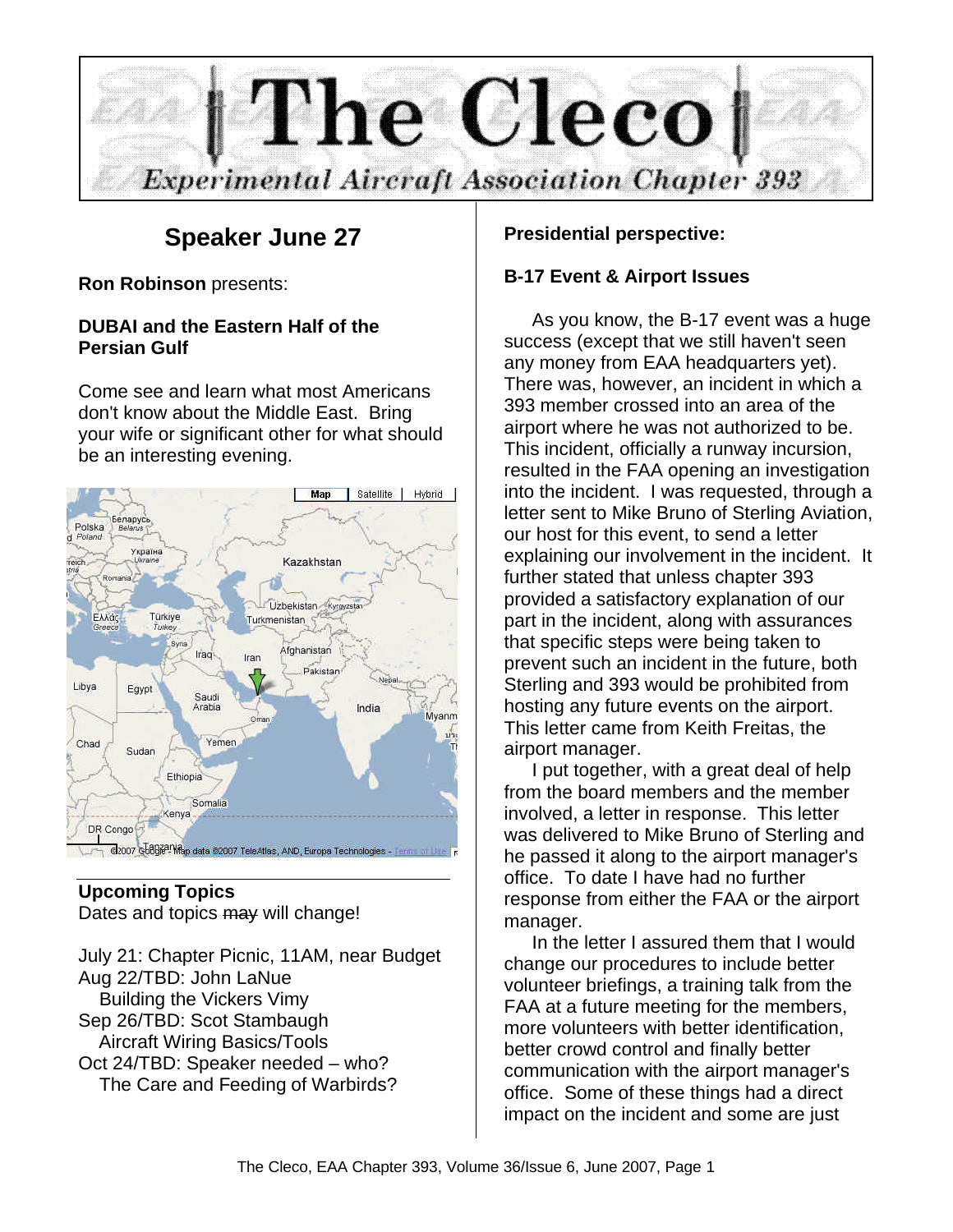# The Cleco

*Experimental Aircraft Association Chapter 393*

## Speaker June 27

**Ron Robinson** presents:

**DUBAI and the Eastern Half of the Persian Gulf**

Come see and learn what most Americans don't know about the Middle East. Bring your wife or significant other for what should be an interesting evening.

**Upcoming Topics**
Dates and topics ~~may~~ will change!

July 21: Chapter Picnic, 11AM, near Budget
Aug 22/TBD: John LaNue
  Building the Vickers Vimy
Sep 26/TBD: Scot Stambaugh
  Aircraft Wiring Basics/Tools
Oct 24/TBD: Speaker needed – who?
  The Care and Feeding of Warbirds?

**Presidential perspective:**

**B-17 Event & Airport Issues**

As you know, the B-17 event was a huge success (except that we still haven't seen any money from EAA headquarters yet). There was, however, an incident in which a 393 member crossed into an area of the airport where he was not authorized to be. This incident, officially a runway incursion, resulted in the FAA opening an investigation into the incident. I was requested, through a letter sent to Mike Bruno of Sterling Aviation, our host for this event, to send a letter explaining our involvement in the incident. It further stated that unless chapter 393 provided a satisfactory explanation of our part in the incident, along with assurances that specific steps were being taken to prevent such an incident in the future, both Sterling and 393 would be prohibited from hosting any future events on the airport. This letter came from Keith Freitas, the airport manager.

I put together, with a great deal of help from the board members and the member involved, a letter in response. This letter was delivered to Mike Bruno of Sterling and he passed it along to the airport manager's office. To date I have had no further response from either the FAA or the airport manager.

In the letter I assured them that I would change our procedures to include better volunteer briefings, a training talk from the FAA at a future meeting for the members, more volunteers with better identification, better crowd control and finally better communication with the airport manager's office. Some of these things had a direct impact on the incident and some are just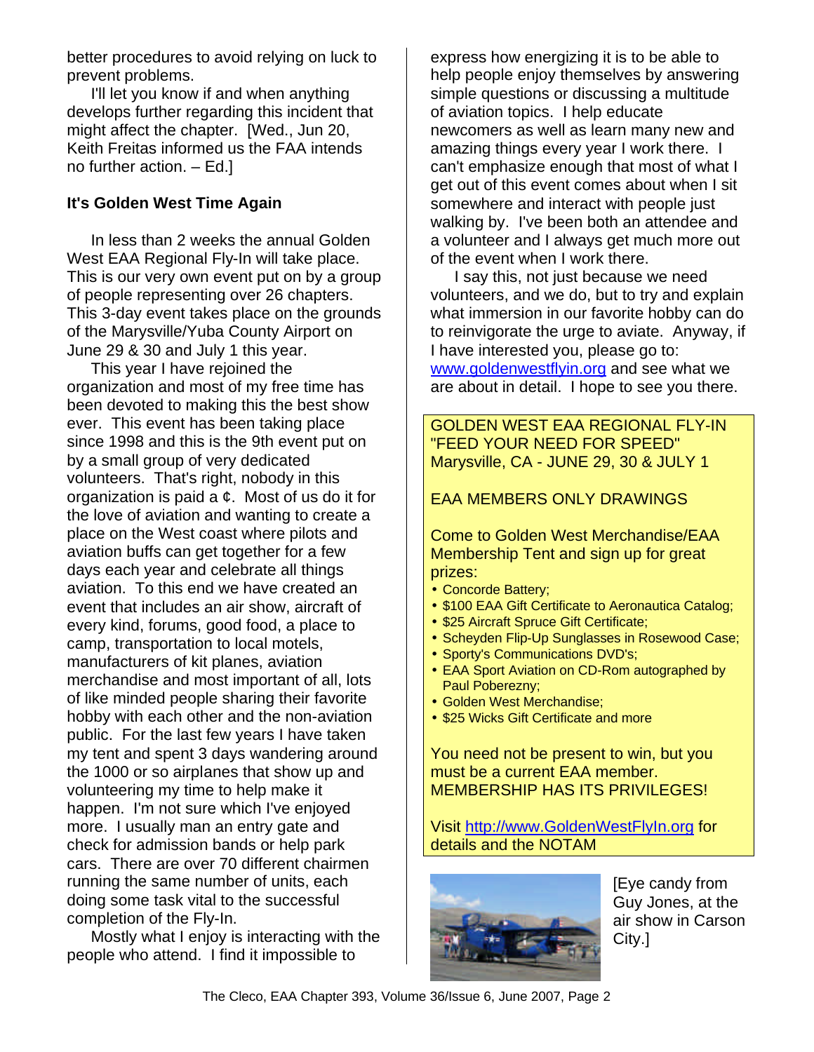better procedures to avoid relying on luck to prevent problems.

I'll let you know if and when anything develops further regarding this incident that might affect the chapter. [Wed., Jun 20, Keith Freitas informed us the FAA intends no further action. – Ed.]

**It's Golden West Time Again**

In less than 2 weeks the annual Golden West EAA Regional Fly-In will take place. This is our very own event put on by a group of people representing over 26 chapters. This 3-day event takes place on the grounds of the Marysville/Yuba County Airport on June 29 & 30 and July 1 this year.

This year I have rejoined the organization and most of my free time has been devoted to making this the best show ever. This event has been taking place since 1998 and this is the 9th event put on by a small group of very dedicated volunteers. That's right, nobody in this organization is paid a ¢. Most of us do it for the love of aviation and wanting to create a place on the West coast where pilots and aviation buffs can get together for a few days each year and celebrate all things aviation. To this end we have created an event that includes an air show, aircraft of every kind, forums, good food, a place to camp, transportation to local motels, manufacturers of kit planes, aviation merchandise and most important of all, lots of like minded people sharing their favorite hobby with each other and the non-aviation public. For the last few years I have taken my tent and spent 3 days wandering around the 1000 or so airplanes that show up and volunteering my time to help make it happen. I'm not sure which I've enjoyed more. I usually man an entry gate and check for admission bands or help park cars. There are over 70 different chairmen running the same number of units, each doing some task vital to the successful completion of the Fly-In.

Mostly what I enjoy is interacting with the people who attend. I find it impossible to express how energizing it is to be able to help people enjoy themselves by answering simple questions or discussing a multitude of aviation topics. I help educate newcomers as well as learn many new and amazing things every year I work there. I can't emphasize enough that most of what I get out of this event comes about when I sit somewhere and interact with people just walking by. I've been both an attendee and a volunteer and I always get much more out of the event when I work there.

I say this, not just because we need volunteers, and we do, but to try and explain what immersion in our favorite hobby can do to reinvigorate the urge to aviate. Anyway, if I have interested you, please go to: www.goldenwestflyin.org and see what we are about in detail. I hope to see you there.

GOLDEN WEST EAA REGIONAL FLY-IN
"FEED YOUR NEED FOR SPEED"
Marysville, CA - JUNE 29, 30 & JULY 1

EAA MEMBERS ONLY DRAWINGS

Come to Golden West Merchandise/EAA Membership Tent and sign up for great prizes:

- Concorde Battery;
- $100 EAA Gift Certificate to Aeronautica Catalog;
- $25 Aircraft Spruce Gift Certificate;
- Scheyden Flip-Up Sunglasses in Rosewood Case;
- Sporty's Communications DVD's;
- EAA Sport Aviation on CD-Rom autographed by Paul Poberezny;
- Golden West Merchandise;
- $25 Wicks Gift Certificate and more

You need not be present to win, but you must be a current EAA member.
MEMBERSHIP HAS ITS PRIVILEGES!

Visit http://www.GoldenWestFlyIn.org for details and the NOTAM

[Eye candy from Guy Jones, at the air show in Carson City.]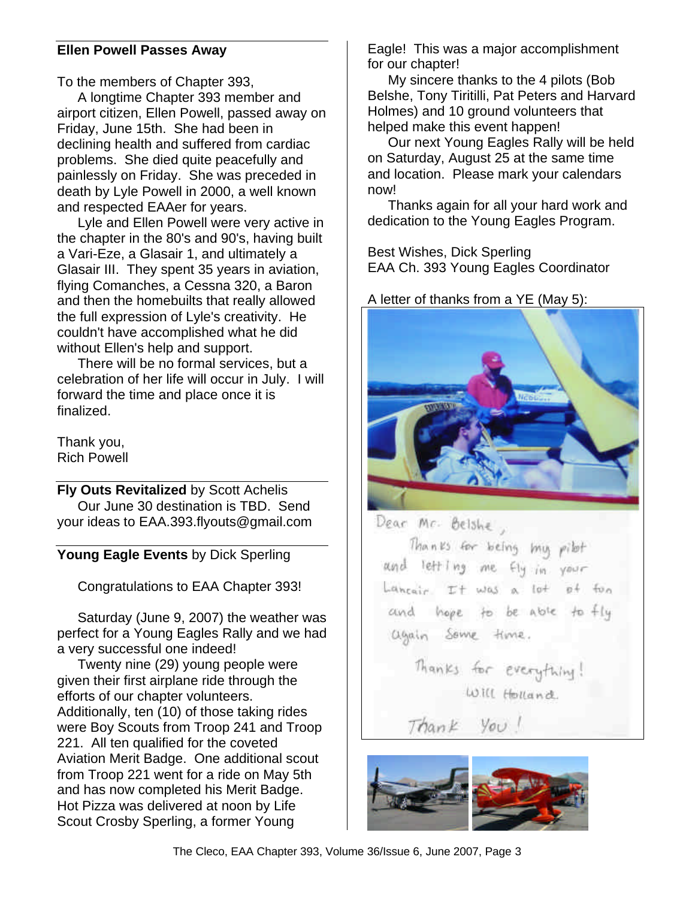## Ellen Powell Passes Away

To the members of Chapter 393,

A longtime Chapter 393 member and airport citizen, Ellen Powell, passed away on Friday, June 15th. She had been in declining health and suffered from cardiac problems. She died quite peacefully and painlessly on Friday. She was preceded in death by Lyle Powell in 2000, a well known and respected EAAer for years.

Lyle and Ellen Powell were very active in the chapter in the 80's and 90's, having built a Vari-Eze, a Glasair 1, and ultimately a Glasair III. They spent 35 years in aviation, flying Comanches, a Cessna 320, a Baron and then the homebuilts that really allowed the full expression of Lyle's creativity. He couldn't have accomplished what he did without Ellen's help and support.

There will be no formal services, but a celebration of her life will occur in July. I will forward the time and place once it is finalized.

Thank you,
Rich Powell

**Fly Outs Revitalized** by Scott Achelis

Our June 30 destination is TBD. Send your ideas to EAA.393.flyouts@gmail.com

**Young Eagle Events** by Dick Sperling

Congratulations to EAA Chapter 393!

Saturday (June 9, 2007) the weather was perfect for a Young Eagles Rally and we had a very successful one indeed!

Twenty nine (29) young people were given their first airplane ride through the efforts of our chapter volunteers. Additionally, ten (10) of those taking rides were Boy Scouts from Troop 241 and Troop 221. All ten qualified for the coveted Aviation Merit Badge. One additional scout from Troop 221 went for a ride on May 5th and has now completed his Merit Badge. Hot Pizza was delivered at noon by Life Scout Crosby Sperling, a former Young Eagle! This was a major accomplishment for our chapter!

My sincere thanks to the 4 pilots (Bob Belshe, Tony Tiritilli, Pat Peters and Harvard Holmes) and 10 ground volunteers that helped make this event happen!

Our next Young Eagles Rally will be held on Saturday, August 25 at the same time and location. Please mark your calendars now!

Thanks again for all your hard work and dedication to the Young Eagles Program.

Best Wishes, Dick Sperling
EAA Ch. 393 Young Eagles Coordinator

A letter of thanks from a YE (May 5):

Dear Mr. Belshe,

Thanks for being my pilot and letting me fly in your Lancair. It was a lot of fun and hope to be able to fly again some time.

Thanks for everything!
Will Holland

Thank You!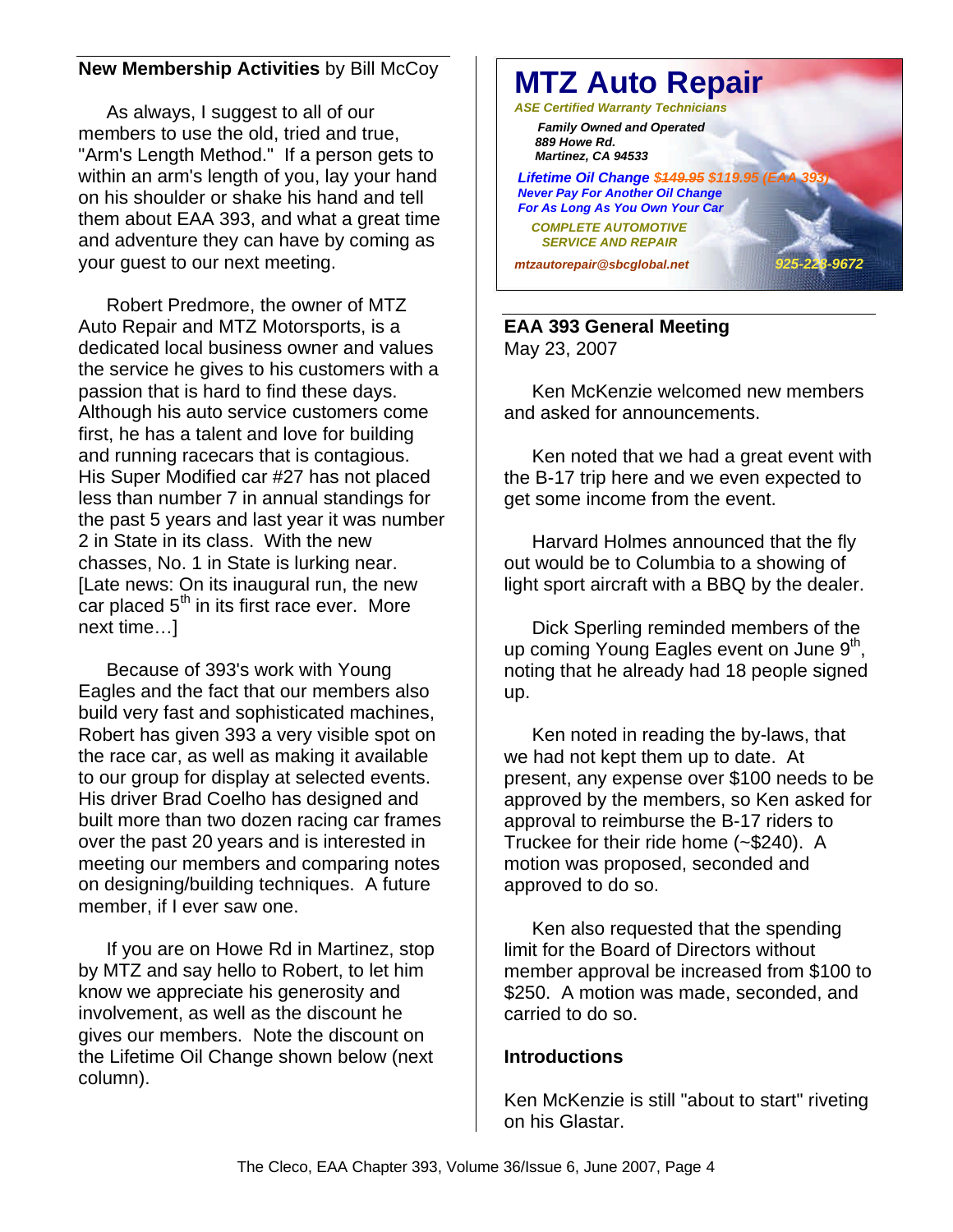## New Membership Activities by Bill McCoy

As always, I suggest to all of our members to use the old, tried and true, "Arm's Length Method." If a person gets to within an arm's length of you, lay your hand on his shoulder or shake his hand and tell them about EAA 393, and what a great time and adventure they can have by coming as your guest to our next meeting.

Robert Predmore, the owner of MTZ Auto Repair and MTZ Motorsports, is a dedicated local business owner and values the service he gives to his customers with a passion that is hard to find these days. Although his auto service customers come first, he has a talent and love for building and running racecars that is contagious. His Super Modified car #27 has not placed less than number 7 in annual standings for the past 5 years and last year it was number 2 in State in its class. With the new chasses, No. 1 in State is lurking near. [Late news: On its inaugural run, the new car placed 5th in its first race ever. More next time…]

Because of 393's work with Young Eagles and the fact that our members also build very fast and sophisticated machines, Robert has given 393 a very visible spot on the race car, as well as making it available to our group for display at selected events. His driver Brad Coelho has designed and built more than two dozen racing car frames over the past 20 years and is interested in meeting our members and comparing notes on designing/building techniques. A future member, if I ever saw one.

If you are on Howe Rd in Martinez, stop by MTZ and say hello to Robert, to let him know we appreciate his generosity and involvement, as well as the discount he gives our members. Note the discount on the Lifetime Oil Change shown below (next column).

**MTZ Auto Repair**

*ASE Certified Warranty Technicians*

*Family Owned and Operated*
*889 Howe Rd.*
*Martinez, CA 94533*

*Lifetime Oil Change ~~$149.95~~ $119.95 (EAA 393)*
*Never Pay For Another Oil Change*
*For As Long As You Own Your Car*

*COMPLETE AUTOMOTIVE SERVICE AND REPAIR*

*mtzautorepair@sbcglobal.net* *925-228-9672*

## EAA 393 General Meeting

May 23, 2007

Ken McKenzie welcomed new members and asked for announcements.

Ken noted that we had a great event with the B-17 trip here and we even expected to get some income from the event.

Harvard Holmes announced that the fly out would be to Columbia to a showing of light sport aircraft with a BBQ by the dealer.

Dick Sperling reminded members of the up coming Young Eagles event on June 9th, noting that he already had 18 people signed up.

Ken noted in reading the by-laws, that we had not kept them up to date. At present, any expense over $100 needs to be approved by the members, so Ken asked for approval to reimburse the B-17 riders to Truckee for their ride home (~$240). A motion was proposed, seconded and approved to do so.

Ken also requested that the spending limit for the Board of Directors without member approval be increased from $100 to $250. A motion was made, seconded, and carried to do so.

### Introductions

Ken McKenzie is still "about to start" riveting on his Glastar.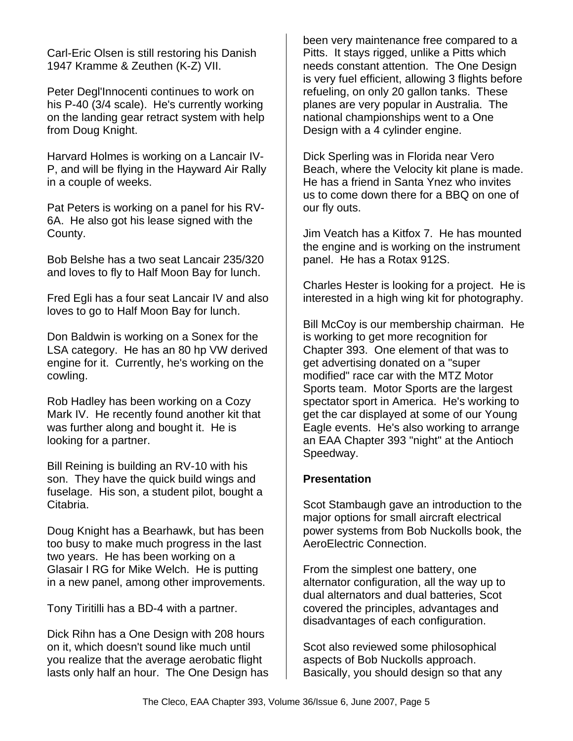Carl-Eric Olsen is still restoring his Danish 1947 Kramme & Zeuthen (K-Z) VII.

Peter Degl'Innocenti continues to work on his P-40 (3/4 scale). He's currently working on the landing gear retract system with help from Doug Knight.

Harvard Holmes is working on a Lancair IV-P, and will be flying in the Hayward Air Rally in a couple of weeks.

Pat Peters is working on a panel for his RV-6A. He also got his lease signed with the County.

Bob Belshe has a two seat Lancair 235/320 and loves to fly to Half Moon Bay for lunch.

Fred Egli has a four seat Lancair IV and also loves to go to Half Moon Bay for lunch.

Don Baldwin is working on a Sonex for the LSA category. He has an 80 hp VW derived engine for it. Currently, he's working on the cowling.

Rob Hadley has been working on a Cozy Mark IV. He recently found another kit that was further along and bought it. He is looking for a partner.

Bill Reining is building an RV-10 with his son. They have the quick build wings and fuselage. His son, a student pilot, bought a Citabria.

Doug Knight has a Bearhawk, but has been too busy to make much progress in the last two years. He has been working on a Glasair I RG for Mike Welch. He is putting in a new panel, among other improvements.

Tony Tiritilli has a BD-4 with a partner.

Dick Rihn has a One Design with 208 hours on it, which doesn't sound like much until you realize that the average aerobatic flight lasts only half an hour. The One Design has been very maintenance free compared to a Pitts. It stays rigged, unlike a Pitts which needs constant attention. The One Design is very fuel efficient, allowing 3 flights before refueling, on only 20 gallon tanks. These planes are very popular in Australia. The national championships went to a One Design with a 4 cylinder engine.

Dick Sperling was in Florida near Vero Beach, where the Velocity kit plane is made. He has a friend in Santa Ynez who invites us to come down there for a BBQ on one of our fly outs.

Jim Veatch has a Kitfox 7. He has mounted the engine and is working on the instrument panel. He has a Rotax 912S.

Charles Hester is looking for a project. He is interested in a high wing kit for photography.

Bill McCoy is our membership chairman. He is working to get more recognition for Chapter 393. One element of that was to get advertising donated on a "super modified" race car with the MTZ Motor Sports team. Motor Sports are the largest spectator sport in America. He's working to get the car displayed at some of our Young Eagle events. He's also working to arrange an EAA Chapter 393 "night" at the Antioch Speedway.

**Presentation**

Scot Stambaugh gave an introduction to the major options for small aircraft electrical power systems from Bob Nuckolls book, the AeroElectric Connection.

From the simplest one battery, one alternator configuration, all the way up to dual alternators and dual batteries, Scot covered the principles, advantages and disadvantages of each configuration.

Scot also reviewed some philosophical aspects of Bob Nuckolls approach. Basically, you should design so that any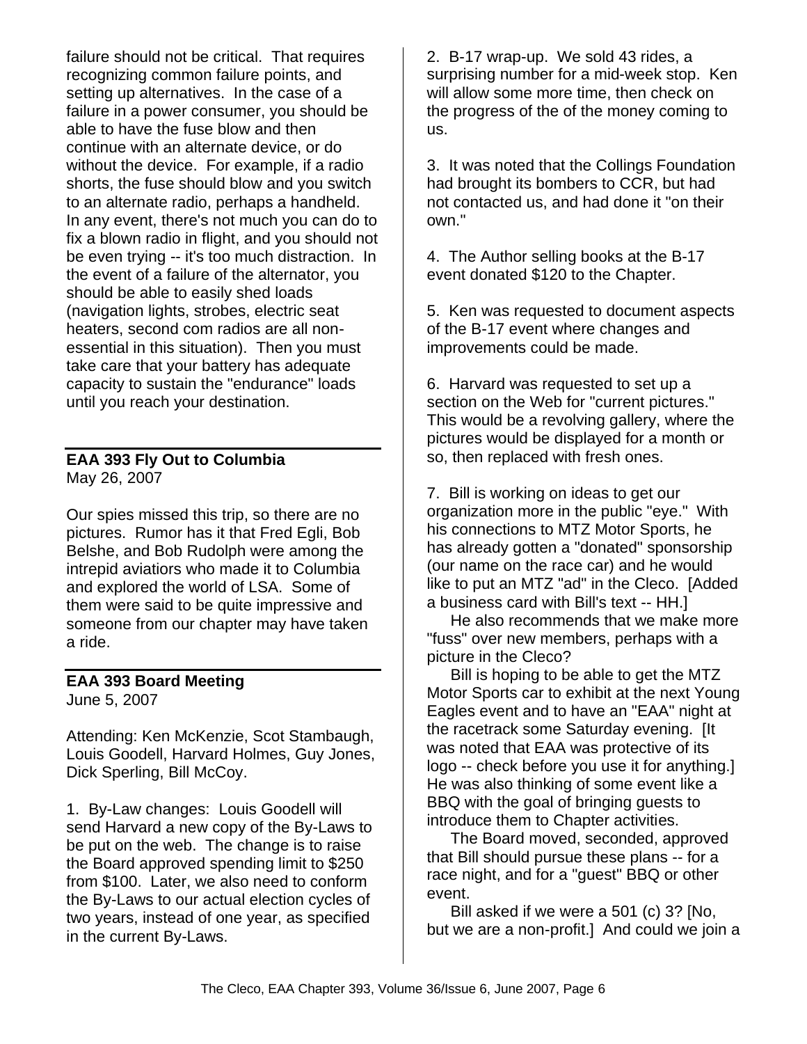failure should not be critical. That requires recognizing common failure points, and setting up alternatives. In the case of a failure in a power consumer, you should be able to have the fuse blow and then continue with an alternate device, or do without the device. For example, if a radio shorts, the fuse should blow and you switch to an alternate radio, perhaps a handheld. In any event, there's not much you can do to fix a blown radio in flight, and you should not be even trying -- it's too much distraction. In the event of a failure of the alternator, you should be able to easily shed loads (navigation lights, strobes, electric seat heaters, second com radios are all non-essential in this situation). Then you must take care that your battery has adequate capacity to sustain the "endurance" loads until you reach your destination.

## EAA 393 Fly Out to Columbia

May 26, 2007

Our spies missed this trip, so there are no pictures. Rumor has it that Fred Egli, Bob Belshe, and Bob Rudolph were among the intrepid aviatiors who made it to Columbia and explored the world of LSA. Some of them were said to be quite impressive and someone from our chapter may have taken a ride.

## EAA 393 Board Meeting

June 5, 2007

Attending: Ken McKenzie, Scot Stambaugh, Louis Goodell, Harvard Holmes, Guy Jones, Dick Sperling, Bill McCoy.

1. By-Law changes: Louis Goodell will send Harvard a new copy of the By-Laws to be put on the web. The change is to raise the Board approved spending limit to $250 from $100. Later, we also need to conform the By-Laws to our actual election cycles of two years, instead of one year, as specified in the current By-Laws.

2. B-17 wrap-up. We sold 43 rides, a surprising number for a mid-week stop. Ken will allow some more time, then check on the progress of the of the money coming to us.

3. It was noted that the Collings Foundation had brought its bombers to CCR, but had not contacted us, and had done it "on their own."

4. The Author selling books at the B-17 event donated $120 to the Chapter.

5. Ken was requested to document aspects of the B-17 event where changes and improvements could be made.

6. Harvard was requested to set up a section on the Web for "current pictures." This would be a revolving gallery, where the pictures would be displayed for a month or so, then replaced with fresh ones.

7. Bill is working on ideas to get our organization more in the public "eye." With his connections to MTZ Motor Sports, he has already gotten a "donated" sponsorship (our name on the race car) and he would like to put an MTZ "ad" in the Cleco. [Added a business card with Bill's text -- HH.]

He also recommends that we make more "fuss" over new members, perhaps with a picture in the Cleco?

Bill is hoping to be able to get the MTZ Motor Sports car to exhibit at the next Young Eagles event and to have an "EAA" night at the racetrack some Saturday evening. [It was noted that EAA was protective of its logo -- check before you use it for anything.] He was also thinking of some event like a BBQ with the goal of bringing guests to introduce them to Chapter activities.

The Board moved, seconded, approved that Bill should pursue these plans -- for a race night, and for a "guest" BBQ or other event.

Bill asked if we were a 501 (c) 3? [No, but we are a non-profit.] And could we join a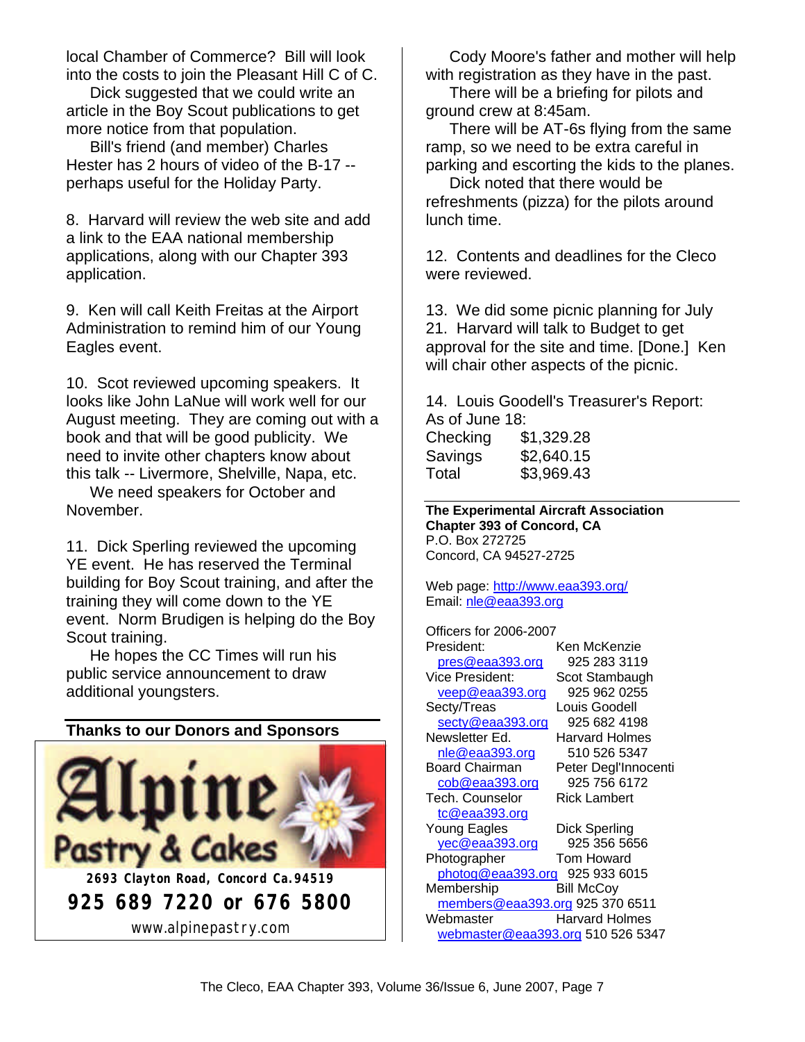local Chamber of Commerce? Bill will look into the costs to join the Pleasant Hill C of C.

Dick suggested that we could write an article in the Boy Scout publications to get more notice from that population.

Bill's friend (and member) Charles Hester has 2 hours of video of the B-17 -- perhaps useful for the Holiday Party.

8. Harvard will review the web site and add a link to the EAA national membership applications, along with our Chapter 393 application.

9. Ken will call Keith Freitas at the Airport Administration to remind him of our Young Eagles event.

10. Scot reviewed upcoming speakers. It looks like John LaNue will work well for our August meeting. They are coming out with a book and that will be good publicity. We need to invite other chapters know about this talk -- Livermore, Shelville, Napa, etc.

We need speakers for October and November.

11. Dick Sperling reviewed the upcoming YE event. He has reserved the Terminal building for Boy Scout training, and after the training they will come down to the YE event. Norm Brudigen is helping do the Boy Scout training.

He hopes the CC Times will run his public service announcement to draw additional youngsters.

**Thanks to our Donors and Sponsors**

Alpine Pastry & Cakes
2693 Clayton Road, Concord Ca.94519
925 689 7220 or 676 5800
www.alpinepastry.com

Cody Moore's father and mother will help with registration as they have in the past.

There will be a briefing for pilots and ground crew at 8:45am.

There will be AT-6s flying from the same ramp, so we need to be extra careful in parking and escorting the kids to the planes.

Dick noted that there would be refreshments (pizza) for the pilots around lunch time.

12. Contents and deadlines for the Cleco were reviewed.

13. We did some picnic planning for July 21. Harvard will talk to Budget to get approval for the site and time. [Done.] Ken will chair other aspects of the picnic.

14. Louis Goodell's Treasurer's Report: As of June 18:

| | |
|---|---|
| Checking | $1,329.28 |
| Savings | $2,640.15 |
| Total | $3,969.43 |

**The Experimental Aircraft Association**
**Chapter 393 of Concord, CA**
P.O. Box 272725
Concord, CA 94527-2725

Web page: http://www.eaa393.org/
Email: nle@eaa393.org

Officers for 2006-2007

| | |
|---|---|
| President: | Ken McKenzie |
| pres@eaa393.org | 925 283 3119 |
| Vice President: | Scot Stambaugh |
| veep@eaa393.org | 925 962 0255 |
| Secty/Treas | Louis Goodell |
| secty@eaa393.org | 925 682 4198 |
| Newsletter Ed. | Harvard Holmes |
| nle@eaa393.org | 510 526 5347 |
| Board Chairman | Peter Degl'Innocenti |
| cob@eaa393.org | 925 756 6172 |
| Tech. Counselor | Rick Lambert |
| tc@eaa393.org | |
| Young Eagles | Dick Sperling |
| yec@eaa393.org | 925 356 5656 |
| Photographer | Tom Howard |
| photog@eaa393.org | 925 933 6015 |
| Membership | Bill McCoy |
| members@eaa393.org | 925 370 6511 |
| Webmaster | Harvard Holmes |
| webmaster@eaa393.org | 510 526 5347 |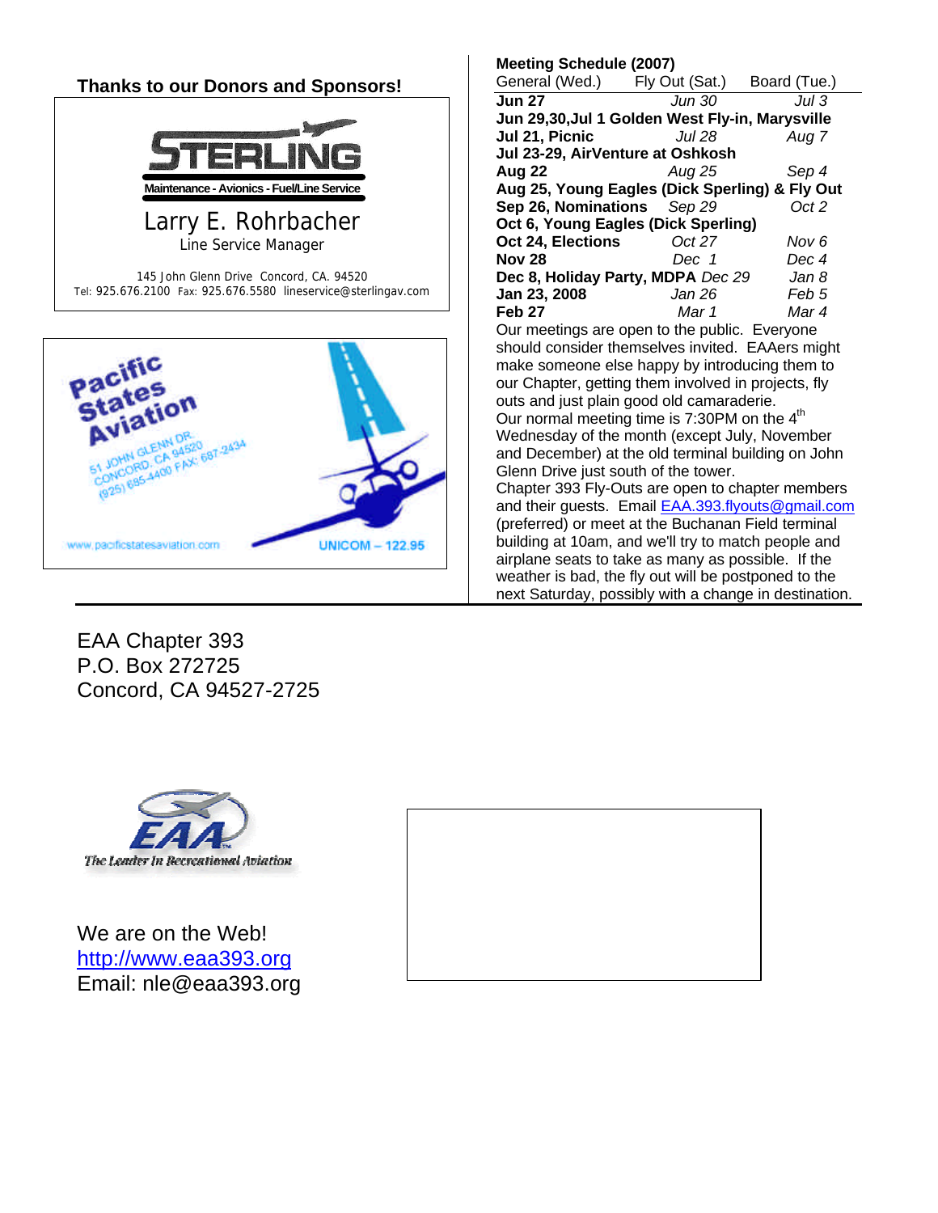## Thanks to our Donors and Sponsors!

STERLING

Maintenance - Avionics - Fuel/Line Service

Larry E. Rohrbacher

Line Service Manager

145 John Glenn Drive Concord, CA. 94520

Tel: 925.676.2100 Fax: 925.676.5580 lineservice@sterlingav.com

Pacific States Aviation

51 JOHN GLENN DR.
CONCORD, CA 94520
(925) 685-4400 FAX: 687-2434

www.pacificstatesaviation.com

UNICOM – 122.95

**Meeting Schedule (2007)**

| General (Wed.) | Fly Out (Sat.) | Board (Tue.) |
|---|---|---|
| **Jun 27** | *Jun 30* | *Jul 3* |
| **Jun 29,30,Jul 1 Golden West Fly-in, Marysville** | | |
| **Jul 21, Picnic** | *Jul 28* | *Aug 7* |
| **Jul 23-29, AirVenture at Oshkosh** | | |
| **Aug 22** | *Aug 25* | *Sep 4* |
| **Aug 25, Young Eagles (Dick Sperling) & Fly Out** | | |
| **Sep 26, Nominations** | *Sep 29* | *Oct 2* |
| **Oct 6, Young Eagles (Dick Sperling)** | | |
| **Oct 24, Elections** | *Oct 27* | *Nov 6* |
| **Nov 28** | *Dec 1* | *Dec 4* |
| **Dec 8, Holiday Party, MDPA** | *Dec 29* | *Jan 8* |
| **Jan 23, 2008** | *Jan 26* | *Feb 5* |
| **Feb 27** | *Mar 1* | *Mar 4* |

Our meetings are open to the public. Everyone should consider themselves invited. EAAers might make someone else happy by introducing them to our Chapter, getting them involved in projects, fly outs and just plain good old camaraderie.

Our normal meeting time is 7:30PM on the 4th Wednesday of the month (except July, November and December) at the old terminal building on John Glenn Drive just south of the tower.

Chapter 393 Fly-Outs are open to chapter members and their guests. Email EAA.393.flyouts@gmail.com (preferred) or meet at the Buchanan Field terminal building at 10am, and we'll try to match people and airplane seats to take as many as possible. If the weather is bad, the fly out will be postponed to the next Saturday, possibly with a change in destination.

EAA Chapter 393
P.O. Box 272725
Concord, CA 94527-2725

EAA
The Leader In Recreational Aviation

We are on the Web!
http://www.eaa393.org
Email: nle@eaa393.org